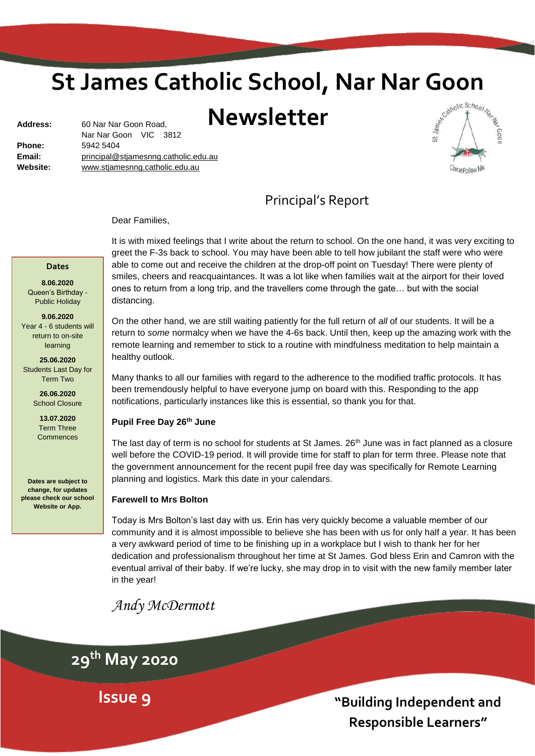# St James Catholic School, Nar Nar Goon

# Newsletter

**Address:** 60 Nar Nar Goon Road, Nar Nar Goon VIC 3812
**Phone:** 5942 5404
**Email:** principal@stjamesnng.catholic.edu.au
**Website:** www.stjamesnng.catholic.edu.au

## Principal's Report

Dear Families,

It is with mixed feelings that I write about the return to school. On the one hand, it was very exciting to greet the F-3s back to school. You may have been able to tell how jubilant the staff were who were able to come out and receive the children at the drop-off point on Tuesday! There were plenty of smiles, cheers and reacquaintances. It was a lot like when families wait at the airport for their loved ones to return from a long trip, and the travellers come through the gate… but with the social distancing.

On the other hand, we are still waiting patiently for the full return of *all* of our students. It will be a return to *some* normalcy when we have the 4-6s back. Until then, keep up the amazing work with the remote learning and remember to stick to a routine with mindfulness meditation to help maintain a healthy outlook.

Many thanks to all our families with regard to the adherence to the modified traffic protocols. It has been tremendously helpful to have everyone jump on board with this. Responding to the app notifications, particularly instances like this is essential, so thank you for that.

**Pupil Free Day 26th June**

The last day of term is no school for students at St James. 26th June was in fact planned as a closure well before the COVID-19 period. It will provide time for staff to plan for term three. Please note that the government announcement for the recent pupil free day was specifically for Remote Learning planning and logistics. Mark this date in your calendars.

**Farewell to Mrs Bolton**

Today is Mrs Bolton's last day with us. Erin has very quickly become a valuable member of our community and it is almost impossible to believe she has been with us for only half a year. It has been a very awkward period of time to be finishing up in a workplace but I wish to thank her for her dedication and professionalism throughout her time at St James. God bless Erin and Camron with the eventual arrival of their baby. If we're lucky, she may drop in to visit with the new family member later in the year!

*Andy McDermott*

### Dates

**8.06.2020**
Queen's Birthday - Public Holiday

**9.06.2020**
Year 4 - 6 students will return to on-site learning

**25.06.2020**
Students Last Day for Term Two

**26.06.2020**
School Closure

**13.07.2020**
Term Three Commences

**Dates are subject to change, for updates please check our school Website or App.**

**29th May 2020**

**Issue 9**

**"Building Independent and Responsible Learners"**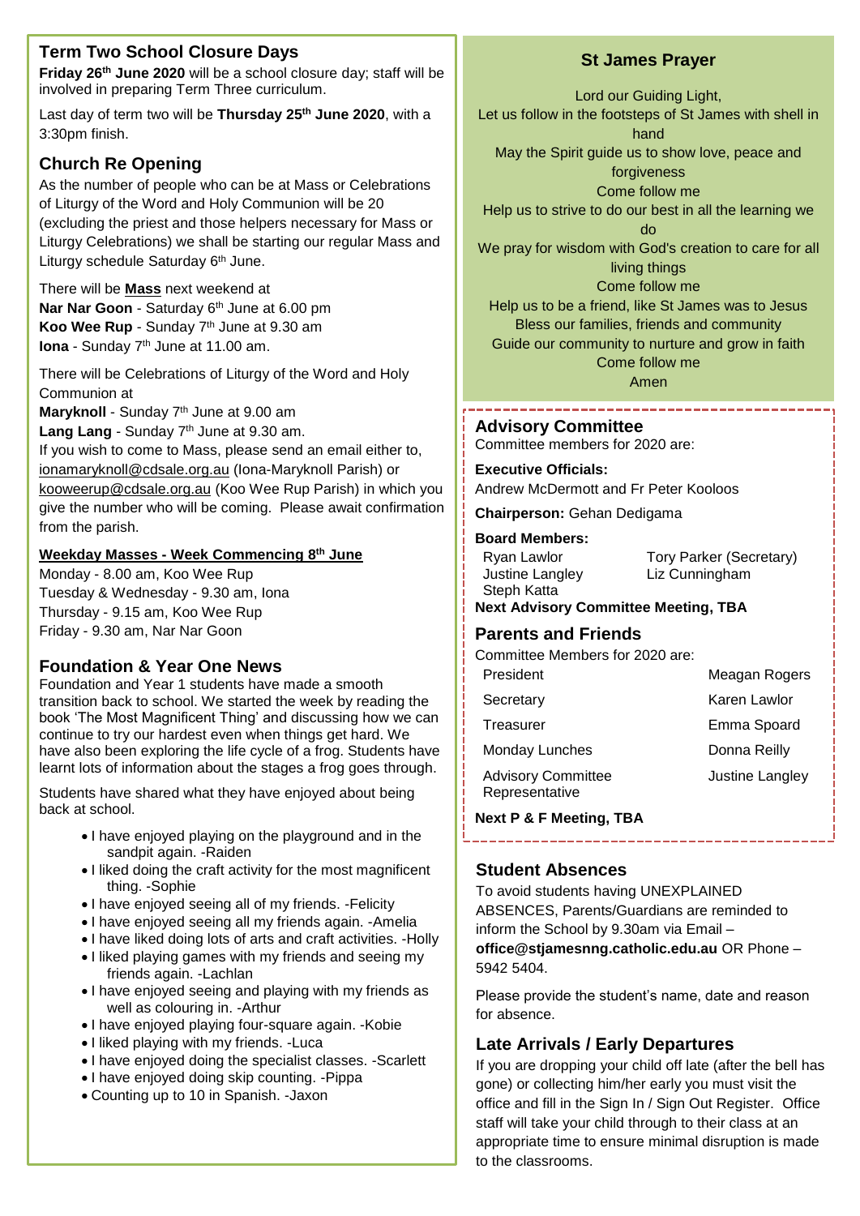## Term Two School Closure Days

**Friday 26th June 2020** will be a school closure day; staff will be involved in preparing Term Three curriculum.

Last day of term two will be **Thursday 25th June 2020**, with a 3:30pm finish.

## Church Re Opening

As the number of people who can be at Mass or Celebrations of Liturgy of the Word and Holy Communion will be 20 (excluding the priest and those helpers necessary for Mass or Liturgy Celebrations) we shall be starting our regular Mass and Liturgy schedule Saturday 6th June.

There will be **Mass** next weekend at
**Nar Nar Goon** - Saturday 6th June at 6.00 pm
**Koo Wee Rup** - Sunday 7th June at 9.30 am
**Iona** - Sunday 7th June at 11.00 am.

There will be Celebrations of Liturgy of the Word and Holy Communion at
**Maryknoll** - Sunday 7th June at 9.00 am
**Lang Lang** - Sunday 7th June at 9.30 am.
If you wish to come to Mass, please send an email either to, ionamaryknoll@cdsale.org.au (Iona-Maryknoll Parish) or kooweerup@cdsale.org.au (Koo Wee Rup Parish) in which you give the number who will be coming. Please await confirmation from the parish.

**Weekday Masses - Week Commencing 8th June**
Monday - 8.00 am, Koo Wee Rup
Tuesday & Wednesday - 9.30 am, Iona
Thursday - 9.15 am, Koo Wee Rup
Friday - 9.30 am, Nar Nar Goon

## Foundation & Year One News

Foundation and Year 1 students have made a smooth transition back to school. We started the week by reading the book 'The Most Magnificent Thing' and discussing how we can continue to try our hardest even when things get hard. We have also been exploring the life cycle of a frog. Students have learnt lots of information about the stages a frog goes through.

Students have shared what they have enjoyed about being back at school.

- I have enjoyed playing on the playground and in the sandpit again. -Raiden
- I liked doing the craft activity for the most magnificent thing. -Sophie
- I have enjoyed seeing all of my friends. -Felicity
- I have enjoyed seeing all my friends again. -Amelia
- I have liked doing lots of arts and craft activities. -Holly
- I liked playing games with my friends and seeing my friends again. -Lachlan
- I have enjoyed seeing and playing with my friends as well as colouring in. -Arthur
- I have enjoyed playing four-square again. -Kobie
- I liked playing with my friends. -Luca
- I have enjoyed doing the specialist classes. -Scarlett
- I have enjoyed doing skip counting. -Pippa
- Counting up to 10 in Spanish. -Jaxon

## St James Prayer

Lord our Guiding Light,
Let us follow in the footsteps of St James with shell in hand
May the Spirit guide us to show love, peace and forgiveness
Come follow me
Help us to strive to do our best in all the learning we do
We pray for wisdom with God's creation to care for all living things
Come follow me
Help us to be a friend, like St James was to Jesus
Bless our families, friends and community
Guide our community to nurture and grow in faith
Come follow me
Amen

## Advisory Committee

Committee members for 2020 are:

**Executive Officials:**
Andrew McDermott and Fr Peter Kooloos

**Chairperson:** Gehan Dedigama

**Board Members:**
Ryan Lawlor, Tory Parker (Secretary)
Justine Langley, Liz Cunningham
Steph Katta

**Next Advisory Committee Meeting, TBA**

## Parents and Friends

Committee Members for 2020 are:

| Role | Name |
|---|---|
| President | Meagan Rogers |
| Secretary | Karen Lawlor |
| Treasurer | Emma Spoard |
| Monday Lunches | Donna Reilly |
| Advisory Committee Representative | Justine Langley |

**Next P & F Meeting, TBA**

## Student Absences

To avoid students having UNEXPLAINED ABSENCES, Parents/Guardians are reminded to inform the School by 9.30am via Email – **office@stjamesnng.catholic.edu.au** OR Phone – 5942 5404.

Please provide the student's name, date and reason for absence.

## Late Arrivals / Early Departures

If you are dropping your child off late (after the bell has gone) or collecting him/her early you must visit the office and fill in the Sign In / Sign Out Register. Office staff will take your child through to their class at an appropriate time to ensure minimal disruption is made to the classrooms.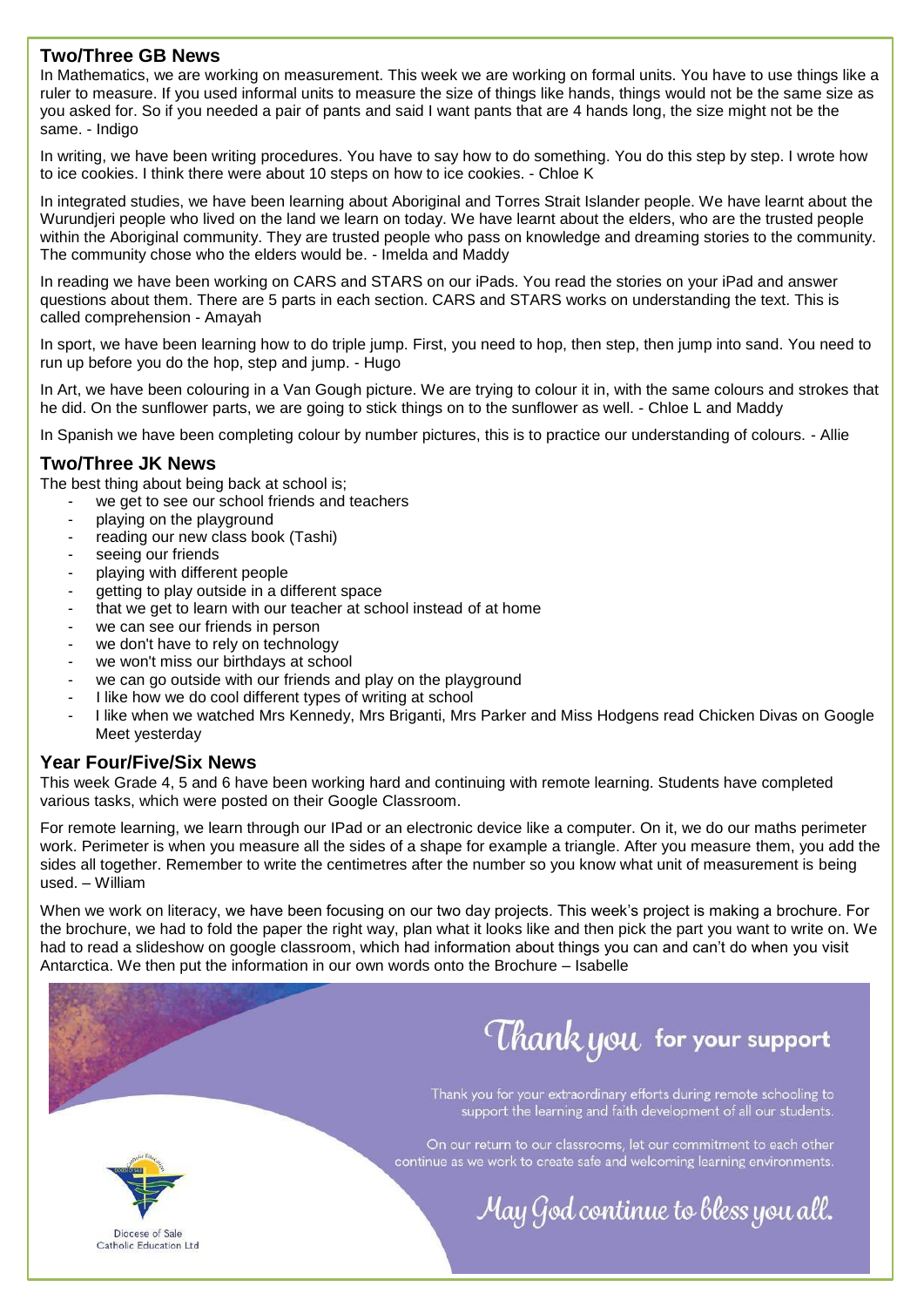## Two/Three GB News

In Mathematics, we are working on measurement. This week we are working on formal units. You have to use things like a ruler to measure. If you used informal units to measure the size of things like hands, things would not be the same size as you asked for. So if you needed a pair of pants and said I want pants that are 4 hands long, the size might not be the same. - Indigo

In writing, we have been writing procedures. You have to say how to do something. You do this step by step. I wrote how to ice cookies. I think there were about 10 steps on how to ice cookies. - Chloe K

In integrated studies, we have been learning about Aboriginal and Torres Strait Islander people. We have learnt about the Wurundjeri people who lived on the land we learn on today. We have learnt about the elders, who are the trusted people within the Aboriginal community. They are trusted people who pass on knowledge and dreaming stories to the community. The community chose who the elders would be. - Imelda and Maddy

In reading we have been working on CARS and STARS on our iPads. You read the stories on your iPad and answer questions about them. There are 5 parts in each section. CARS and STARS works on understanding the text. This is called comprehension - Amayah

In sport, we have been learning how to do triple jump. First, you need to hop, then step, then jump into sand. You need to run up before you do the hop, step and jump. - Hugo

In Art, we have been colouring in a Van Gough picture. We are trying to colour it in, with the same colours and strokes that he did. On the sunflower parts, we are going to stick things on to the sunflower as well. - Chloe L and Maddy

In Spanish we have been completing colour by number pictures, this is to practice our understanding of colours. - Allie

## Two/Three JK News

The best thing about being back at school is;

- we get to see our school friends and teachers
- playing on the playground
- reading our new class book (Tashi)
- seeing our friends
- playing with different people
- getting to play outside in a different space
- that we get to learn with our teacher at school instead of at home
- we can see our friends in person
- we don't have to rely on technology
- we won't miss our birthdays at school
- we can go outside with our friends and play on the playground
- I like how we do cool different types of writing at school
- I like when we watched Mrs Kennedy, Mrs Briganti, Mrs Parker and Miss Hodgens read Chicken Divas on Google Meet yesterday

## Year Four/Five/Six News

This week Grade 4, 5 and 6 have been working hard and continuing with remote learning. Students have completed various tasks, which were posted on their Google Classroom.

For remote learning, we learn through our IPad or an electronic device like a computer. On it, we do our maths perimeter work. Perimeter is when you measure all the sides of a shape for example a triangle. After you measure them, you add the sides all together. Remember to write the centimetres after the number so you know what unit of measurement is being used. – William

When we work on literacy, we have been focusing on our two day projects. This week's project is making a brochure. For the brochure, we had to fold the paper the right way, plan what it looks like and then pick the part you want to write on. We had to read a slideshow on google classroom, which had information about things you can and can't do when you visit Antarctica. We then put the information in our own words onto the Brochure – Isabelle

# Thank you for your support

Thank you for your extraordinary efforts during remote schooling to support the learning and faith development of all our students.

On our return to our classrooms, let our commitment to each other continue as we work to create safe and welcoming learning environments.

*May God continue to bless you all.*

Diocese of Sale Catholic Education Ltd